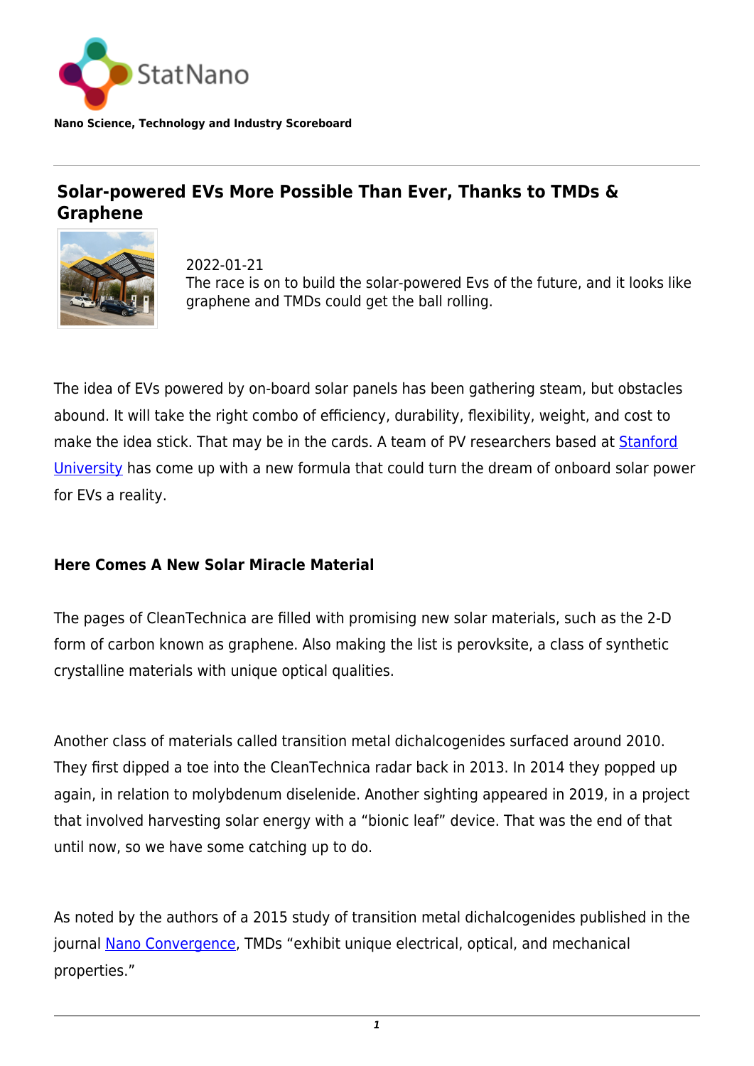StatNano

**Nano Science, Technology and Industry Scoreboard**

# Solar-powered EVs More Possible Than Ever, Thanks to TMDs & Graphene

2022-01-21

The race is on to build the solar-powered Evs of the future, and it looks like graphene and TMDs could get the ball rolling.

The idea of EVs powered by on-board solar panels has been gathering steam, but obstacles abound. It will take the right combo of efficiency, durability, flexibility, weight, and cost to make the idea stick. That may be in the cards. A team of PV researchers based at Stanford University has come up with a new formula that could turn the dream of onboard solar power for EVs a reality.

## Here Comes A New Solar Miracle Material

The pages of CleanTechnica are filled with promising new solar materials, such as the 2-D form of carbon known as graphene. Also making the list is perovksite, a class of synthetic crystalline materials with unique optical qualities.

Another class of materials called transition metal dichalcogenides surfaced around 2010. They first dipped a toe into the CleanTechnica radar back in 2013. In 2014 they popped up again, in relation to molybdenum diselenide. Another sighting appeared in 2019, in a project that involved harvesting solar energy with a "bionic leaf" device. That was the end of that until now, so we have some catching up to do.

As noted by the authors of a 2015 study of transition metal dichalcogenides published in the journal Nano Convergence, TMDs "exhibit unique electrical, optical, and mechanical properties."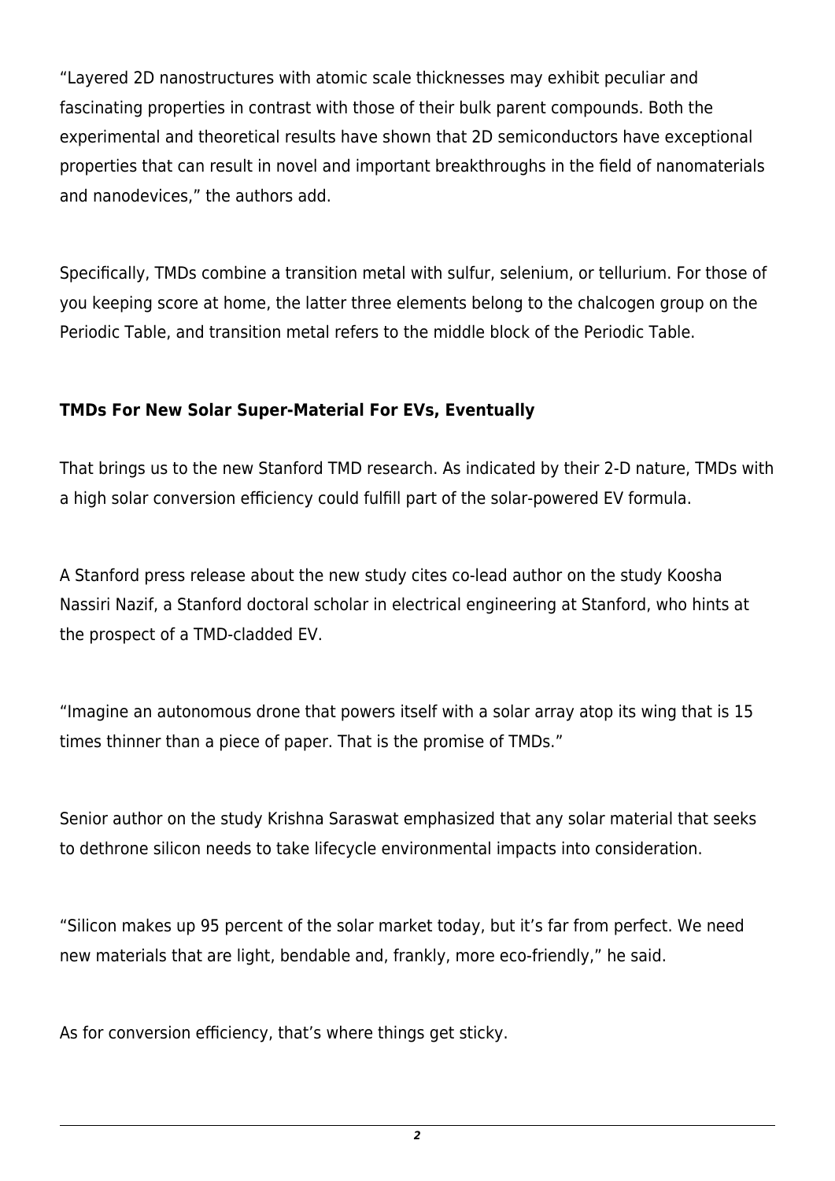"Layered 2D nanostructures with atomic scale thicknesses may exhibit peculiar and fascinating properties in contrast with those of their bulk parent compounds. Both the experimental and theoretical results have shown that 2D semiconductors have exceptional properties that can result in novel and important breakthroughs in the field of nanomaterials and nanodevices," the authors add.

Specifically, TMDs combine a transition metal with sulfur, selenium, or tellurium. For those of you keeping score at home, the latter three elements belong to the chalcogen group on the Periodic Table, and transition metal refers to the middle block of the Periodic Table.

### TMDs For New Solar Super-Material For EVs, Eventually

That brings us to the new Stanford TMD research. As indicated by their 2-D nature, TMDs with a high solar conversion efficiency could fulfill part of the solar-powered EV formula.

A Stanford press release about the new study cites co-lead author on the study Koosha Nassiri Nazif, a Stanford doctoral scholar in electrical engineering at Stanford, who hints at the prospect of a TMD-cladded EV.

"Imagine an autonomous drone that powers itself with a solar array atop its wing that is 15 times thinner than a piece of paper. That is the promise of TMDs."

Senior author on the study Krishna Saraswat emphasized that any solar material that seeks to dethrone silicon needs to take lifecycle environmental impacts into consideration.

"Silicon makes up 95 percent of the solar market today, but it's far from perfect. We need new materials that are light, bendable and, frankly, more eco-friendly," he said.

As for conversion efficiency, that's where things get sticky.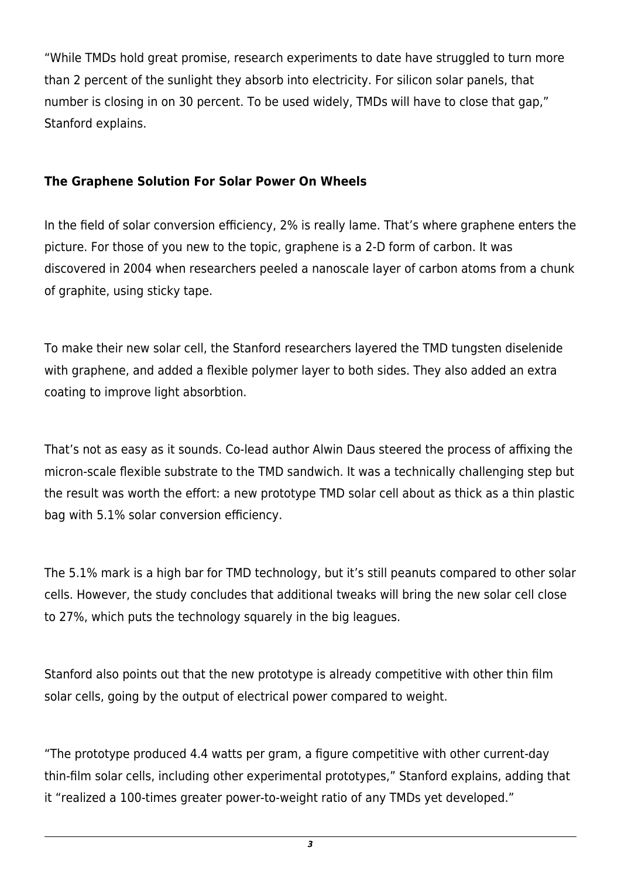"While TMDs hold great promise, research experiments to date have struggled to turn more than 2 percent of the sunlight they absorb into electricity. For silicon solar panels, that number is closing in on 30 percent. To be used widely, TMDs will have to close that gap," Stanford explains.

**The Graphene Solution For Solar Power On Wheels**

In the field of solar conversion efficiency, 2% is really lame. That's where graphene enters the picture. For those of you new to the topic, graphene is a 2-D form of carbon. It was discovered in 2004 when researchers peeled a nanoscale layer of carbon atoms from a chunk of graphite, using sticky tape.

To make their new solar cell, the Stanford researchers layered the TMD tungsten diselenide with graphene, and added a flexible polymer layer to both sides. They also added an extra coating to improve light absorbtion.

That's not as easy as it sounds. Co-lead author Alwin Daus steered the process of affixing the micron-scale flexible substrate to the TMD sandwich. It was a technically challenging step but the result was worth the effort: a new prototype TMD solar cell about as thick as a thin plastic bag with 5.1% solar conversion efficiency.

The 5.1% mark is a high bar for TMD technology, but it's still peanuts compared to other solar cells. However, the study concludes that additional tweaks will bring the new solar cell close to 27%, which puts the technology squarely in the big leagues.

Stanford also points out that the new prototype is already competitive with other thin film solar cells, going by the output of electrical power compared to weight.

"The prototype produced 4.4 watts per gram, a figure competitive with other current-day thin-film solar cells, including other experimental prototypes," Stanford explains, adding that it "realized a 100-times greater power-to-weight ratio of any TMDs yet developed."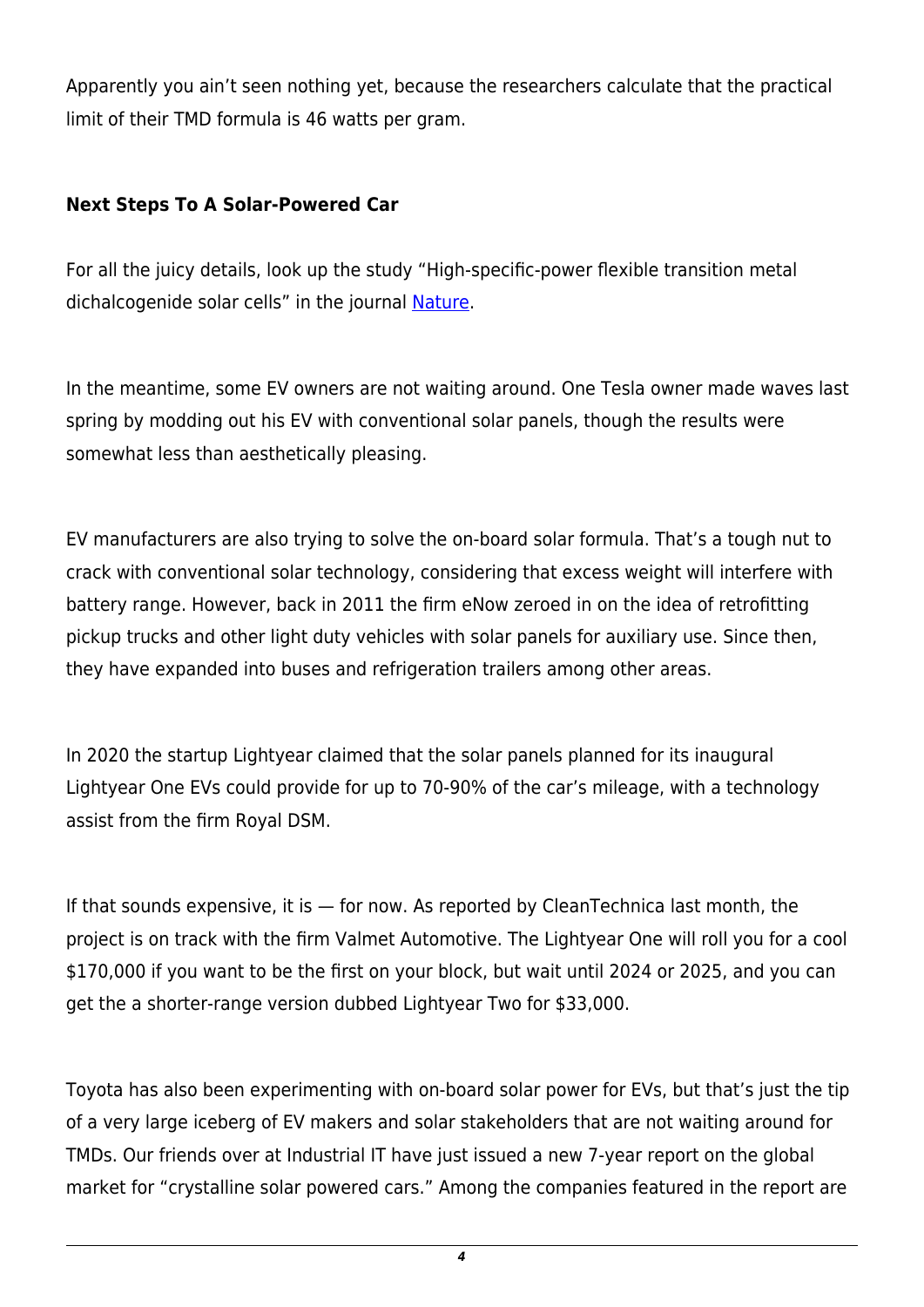Apparently you ain't seen nothing yet, because the researchers calculate that the practical limit of their TMD formula is 46 watts per gram.

**Next Steps To A Solar-Powered Car**

For all the juicy details, look up the study "High-specific-power flexible transition metal dichalcogenide solar cells" in the journal [Nature](#).

In the meantime, some EV owners are not waiting around. One Tesla owner made waves last spring by modding out his EV with conventional solar panels, though the results were somewhat less than aesthetically pleasing.

EV manufacturers are also trying to solve the on-board solar formula. That's a tough nut to crack with conventional solar technology, considering that excess weight will interfere with battery range. However, back in 2011 the firm eNow zeroed in on the idea of retrofitting pickup trucks and other light duty vehicles with solar panels for auxiliary use. Since then, they have expanded into buses and refrigeration trailers among other areas.

In 2020 the startup Lightyear claimed that the solar panels planned for its inaugural Lightyear One EVs could provide for up to 70-90% of the car's mileage, with a technology assist from the firm Royal DSM.

If that sounds expensive, it is — for now. As reported by CleanTechnica last month, the project is on track with the firm Valmet Automotive. The Lightyear One will roll you for a cool $170,000 if you want to be the first on your block, but wait until 2024 or 2025, and you can get the a shorter-range version dubbed Lightyear Two for $33,000.

Toyota has also been experimenting with on-board solar power for EVs, but that's just the tip of a very large iceberg of EV makers and solar stakeholders that are not waiting around for TMDs. Our friends over at Industrial IT have just issued a new 7-year report on the global market for "crystalline solar powered cars." Among the companies featured in the report are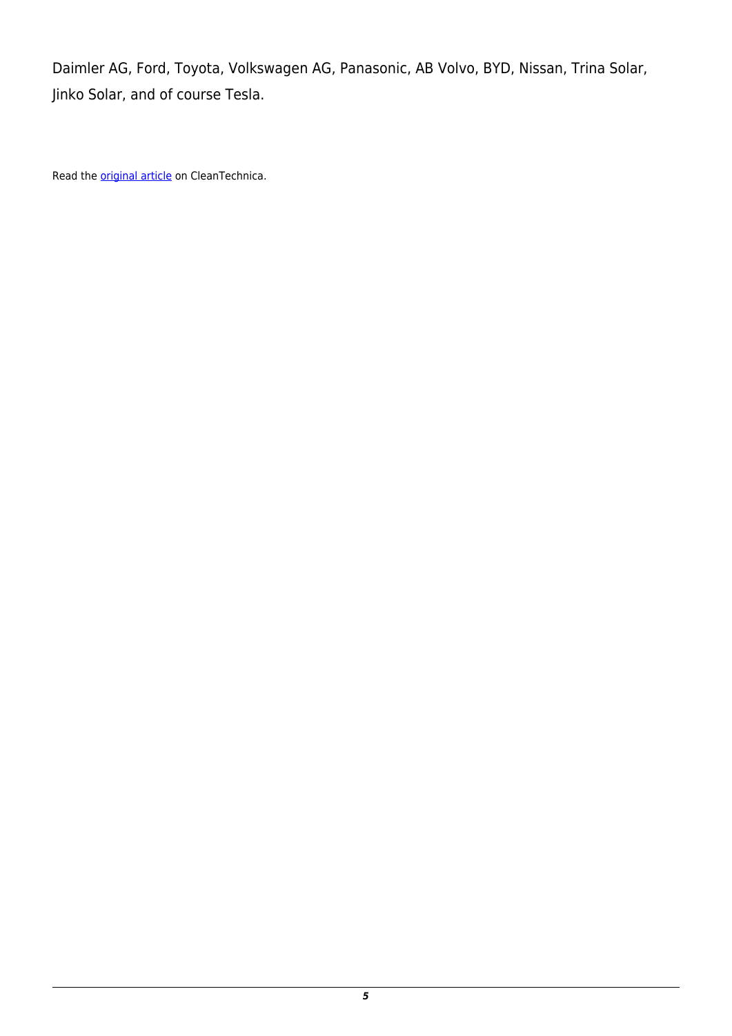Daimler AG, Ford, Toyota, Volkswagen AG, Panasonic, AB Volvo, BYD, Nissan, Trina Solar, Jinko Solar, and of course Tesla.

Read the original article on CleanTechnica.